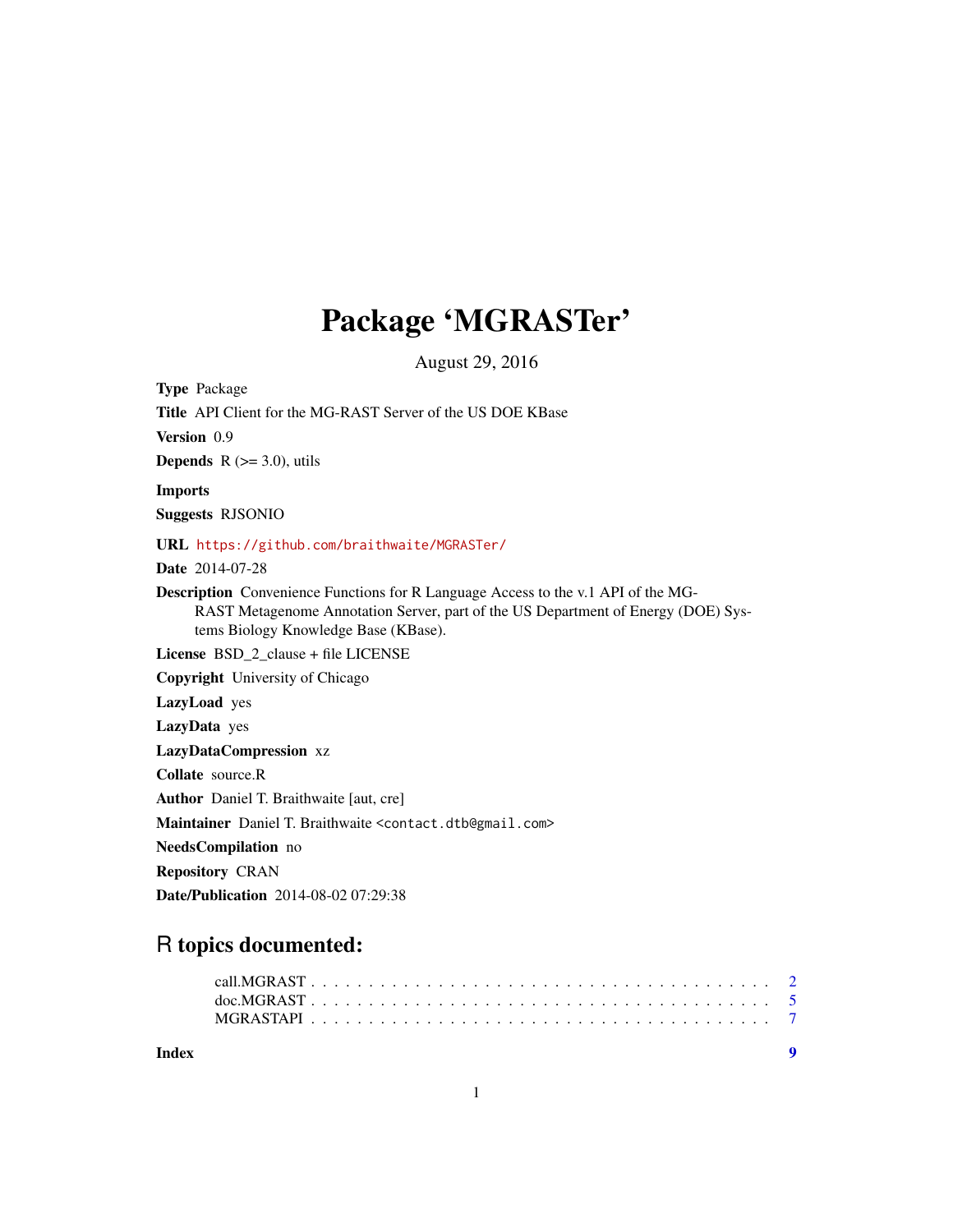# Package 'MGRASTer'

August 29, 2016

**Type** Package

**Title** API Client for the MG-RAST Server of the US DOE KBase

**Version** 0.9

**Depends** R (>= 3.0), utils

**Imports**

**Suggests** RJSONIO

**URL** https://github.com/braithwaite/MGRASTer/

**Date** 2014-07-28

**Description** Convenience Functions for R Language Access to the v.1 API of the MG-RAST Metagenome Annotation Server, part of the US Department of Energy (DOE) Systems Biology Knowledge Base (KBase).

**License** BSD_2_clause + file LICENSE

**Copyright** University of Chicago

**LazyLoad** yes

**LazyData** yes

**LazyDataCompression** xz

**Collate** source.R

**Author** Daniel T. Braithwaite [aut, cre]

**Maintainer** Daniel T. Braithwaite <contact.dtb@gmail.com>

**NeedsCompilation** no

**Repository** CRAN

**Date/Publication** 2014-08-02 07:29:38

## R topics documented:

- call.MGRAST . . . . . . . . . . . . . . . . . . . . . . . . . . . . . . . . . . . . 2
- doc.MGRAST . . . . . . . . . . . . . . . . . . . . . . . . . . . . . . . . . . . . 5
- MGRASTAPI . . . . . . . . . . . . . . . . . . . . . . . . . . . . . . . . . . . . 7

**Index** **9**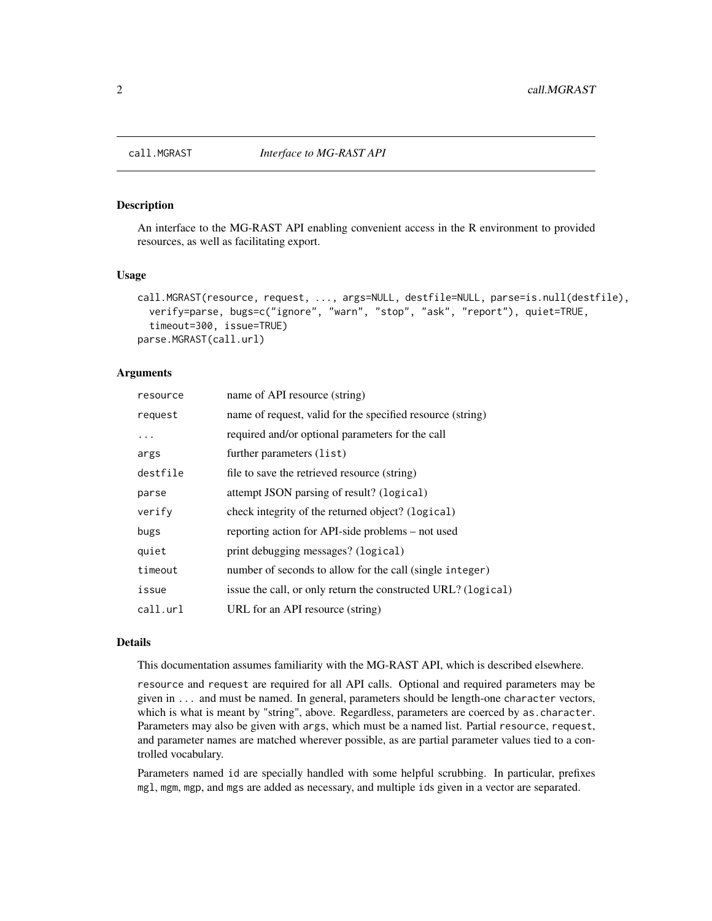`call.MGRAST` *Interface to MG-RAST API*

### Description

An interface to the MG-RAST API enabling convenient access in the R environment to provided resources, as well as facilitating export.

### Usage

```
call.MGRAST(resource, request, ..., args=NULL, destfile=NULL, parse=is.null(destfile),
  verify=parse, bugs=c("ignore", "warn", "stop", "ask", "report"), quiet=TRUE,
  timeout=300, issue=TRUE)
parse.MGRAST(call.url)
```

### Arguments

| | |
|---|---|
| `resource` | name of API resource (string) |
| `request` | name of request, valid for the specified resource (string) |
| `...` | required and/or optional parameters for the call |
| `args` | further parameters (`list`) |
| `destfile` | file to save the retrieved resource (string) |
| `parse` | attempt JSON parsing of result? (`logical`) |
| `verify` | check integrity of the returned object? (`logical`) |
| `bugs` | reporting action for API-side problems – not used |
| `quiet` | print debugging messages? (`logical`) |
| `timeout` | number of seconds to allow for the call (single `integer`) |
| `issue` | issue the call, or only return the constructed URL? (`logical`) |
| `call.url` | URL for an API resource (string) |

### Details

This documentation assumes familiarity with the MG-RAST API, which is described elsewhere.

`resource` and `request` are required for all API calls. Optional and required parameters may be given in `...` and must be named. In general, parameters should be length-one `character` vectors, which is what is meant by "string", above. Regardless, parameters are coerced by `as.character`. Parameters may also be given with `args`, which must be a named list. Partial `resource`, `request`, and parameter names are matched wherever possible, as are partial parameter values tied to a controlled vocabulary.

Parameters named `id` are specially handled with some helpful scrubbing. In particular, prefixes `mgl`, `mgm`, `mgp`, and `mgs` are added as necessary, and multiple `id`s given in a vector are separated.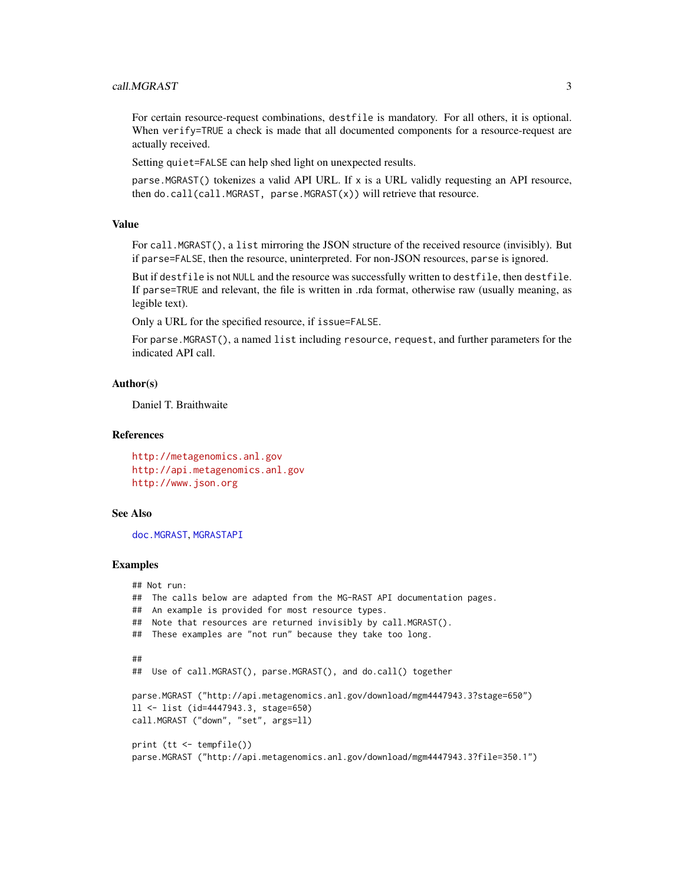For certain resource-request combinations, `destfile` is mandatory. For all others, it is optional. When `verify=TRUE` a check is made that all documented components for a resource-request are actually received.

Setting `quiet=FALSE` can help shed light on unexpected results.

`parse.MGRAST()` tokenizes a valid API URL. If `x` is a URL validly requesting an API resource, then `do.call(call.MGRAST, parse.MGRAST(x))` will retrieve that resource.

## Value

For `call.MGRAST()`, a `list` mirroring the JSON structure of the received resource (invisibly). But if `parse=FALSE`, then the resource, uninterpreted. For non-JSON resources, `parse` is ignored.

But if `destfile` is not `NULL` and the resource was successfully written to `destfile`, then `destfile`. If `parse=TRUE` and relevant, the file is written in .rda format, otherwise raw (usually meaning, as legible text).

Only a URL for the specified resource, if `issue=FALSE`.

For `parse.MGRAST()`, a named `list` including `resource`, `request`, and further parameters for the indicated API call.

## Author(s)

Daniel T. Braithwaite

## References

http://metagenomics.anl.gov
http://api.metagenomics.anl.gov
http://www.json.org

## See Also

`doc.MGRAST`, `MGRASTAPI`

## Examples

```
## Not run:
##  The calls below are adapted from the MG-RAST API documentation pages.
##  An example is provided for most resource types.
##  Note that resources are returned invisibly by call.MGRAST().
##  These examples are "not run" because they take too long.

##
##  Use of call.MGRAST(), parse.MGRAST(), and do.call() together

parse.MGRAST ("http://api.metagenomics.anl.gov/download/mgm4447943.3?stage=650")
ll <- list (id=4447943.3, stage=650)
call.MGRAST ("down", "set", args=ll)

print (tt <- tempfile())
parse.MGRAST ("http://api.metagenomics.anl.gov/download/mgm4447943.3?file=350.1")
```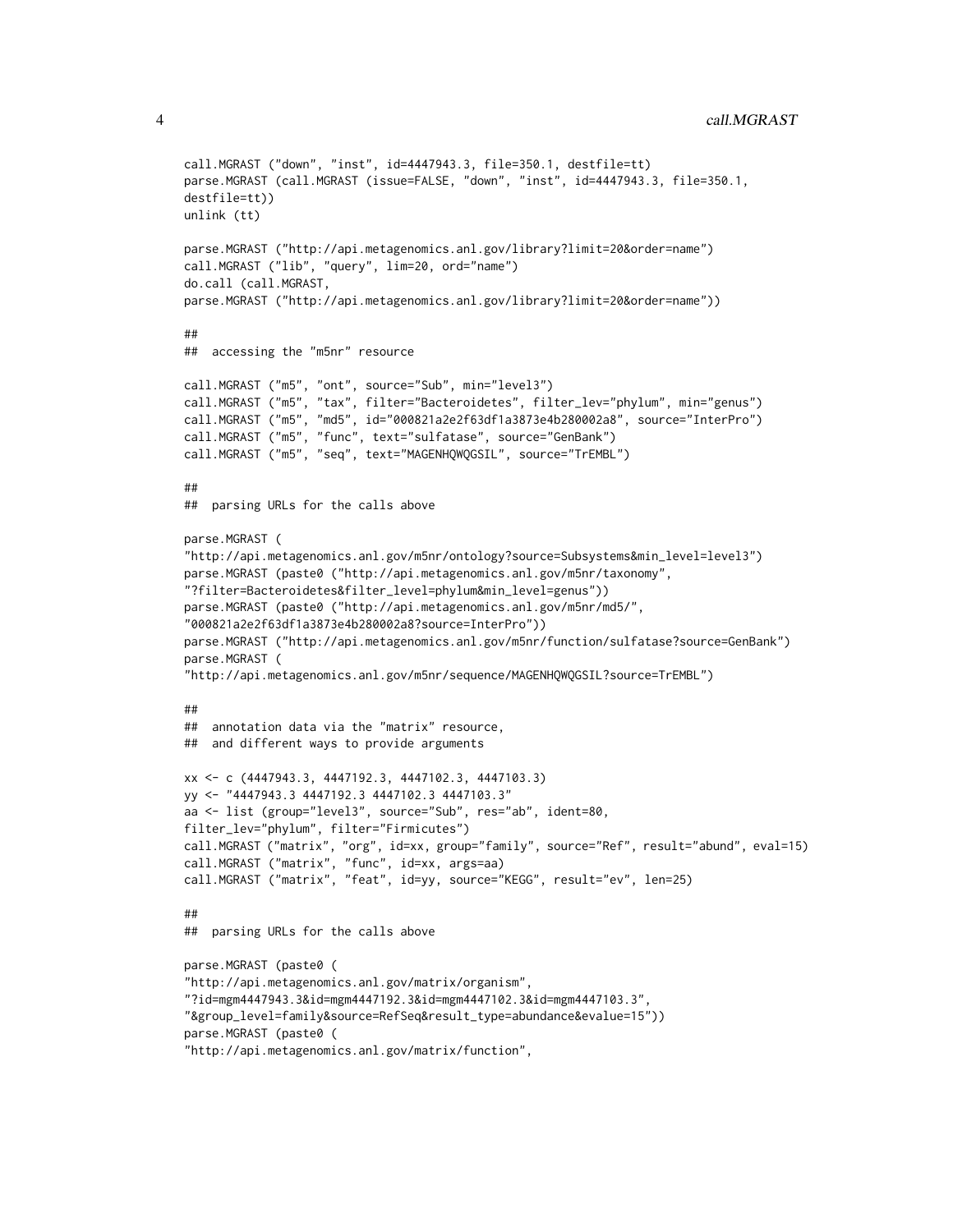```
call.MGRAST ("down", "inst", id=4447943.3, file=350.1, destfile=tt)
parse.MGRAST (call.MGRAST (issue=FALSE, "down", "inst", id=4447943.3, file=350.1,
destfile=tt))
unlink (tt)

parse.MGRAST ("http://api.metagenomics.anl.gov/library?limit=20&order=name")
call.MGRAST ("lib", "query", lim=20, ord="name")
do.call (call.MGRAST,
parse.MGRAST ("http://api.metagenomics.anl.gov/library?limit=20&order=name"))

##
##  accessing the "m5nr" resource

call.MGRAST ("m5", "ont", source="Sub", min="level3")
call.MGRAST ("m5", "tax", filter="Bacteroidetes", filter_lev="phylum", min="genus")
call.MGRAST ("m5", "md5", id="000821a2e2f63df1a3873e4b280002a8", source="InterPro")
call.MGRAST ("m5", "func", text="sulfatase", source="GenBank")
call.MGRAST ("m5", "seq", text="MAGENHQWQGSIL", source="TrEMBL")

##
##  parsing URLs for the calls above

parse.MGRAST (
"http://api.metagenomics.anl.gov/m5nr/ontology?source=Subsystems&min_level=level3")
parse.MGRAST (paste0 ("http://api.metagenomics.anl.gov/m5nr/taxonomy",
"?filter=Bacteroidetes&filter_level=phylum&min_level=genus"))
parse.MGRAST (paste0 ("http://api.metagenomics.anl.gov/m5nr/md5/",
"000821a2e2f63df1a3873e4b280002a8?source=InterPro"))
parse.MGRAST ("http://api.metagenomics.anl.gov/m5nr/function/sulfatase?source=GenBank")
parse.MGRAST (
"http://api.metagenomics.anl.gov/m5nr/sequence/MAGENHQWQGSIL?source=TrEMBL")

##
##  annotation data via the "matrix" resource,
##  and different ways to provide arguments

xx <- c (4447943.3, 4447192.3, 4447102.3, 4447103.3)
yy <- "4447943.3 4447192.3 4447102.3 4447103.3"
aa <- list (group="level3", source="Sub", res="ab", ident=80,
filter_lev="phylum", filter="Firmicutes")
call.MGRAST ("matrix", "org", id=xx, group="family", source="Ref", result="abund", eval=15)
call.MGRAST ("matrix", "func", id=xx, args=aa)
call.MGRAST ("matrix", "feat", id=yy, source="KEGG", result="ev", len=25)

##
##  parsing URLs for the calls above

parse.MGRAST (paste0 (
"http://api.metagenomics.anl.gov/matrix/organism",
"?id=mgm4447943.3&id=mgm4447192.3&id=mgm4447102.3&id=mgm4447103.3",
"&group_level=family&source=RefSeq&result_type=abundance&evalue=15"))
parse.MGRAST (paste0 (
"http://api.metagenomics.anl.gov/matrix/function",
```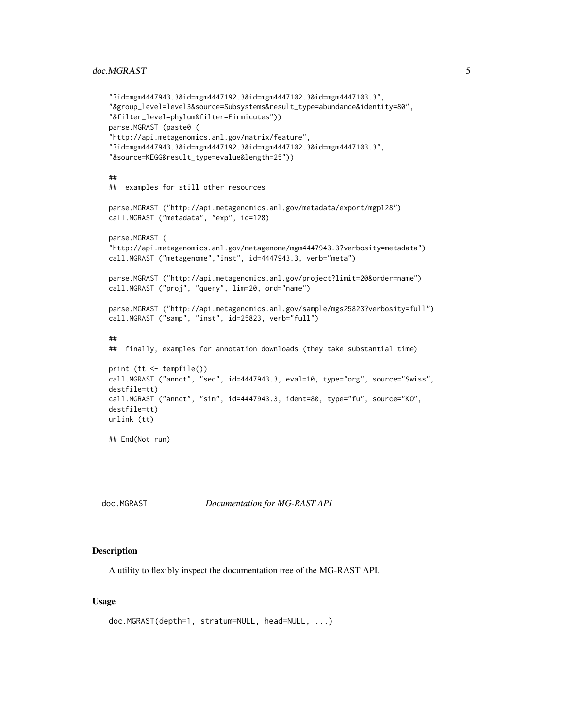```
"?id=mgm4447943.3&id=mgm4447192.3&id=mgm4447102.3&id=mgm4447103.3",
"&group_level=level3&source=Subsystems&result_type=abundance&identity=80",
"&filter_level=phylum&filter=Firmicutes"))
parse.MGRAST (paste0 (
"http://api.metagenomics.anl.gov/matrix/feature",
"?id=mgm4447943.3&id=mgm4447192.3&id=mgm4447102.3&id=mgm4447103.3",
"&source=KEGG&result_type=evalue&length=25"))

##
##  examples for still other resources

parse.MGRAST ("http://api.metagenomics.anl.gov/metadata/export/mgp128")
call.MGRAST ("metadata", "exp", id=128)

parse.MGRAST (
"http://api.metagenomics.anl.gov/metagenome/mgm4447943.3?verbosity=metadata")
call.MGRAST ("metagenome","inst", id=4447943.3, verb="meta")

parse.MGRAST ("http://api.metagenomics.anl.gov/project?limit=20&order=name")
call.MGRAST ("proj", "query", lim=20, ord="name")

parse.MGRAST ("http://api.metagenomics.anl.gov/sample/mgs25823?verbosity=full")
call.MGRAST ("samp", "inst", id=25823, verb="full")

##
##  finally, examples for annotation downloads (they take substantial time)

print (tt <- tempfile())
call.MGRAST ("annot", "seq", id=4447943.3, eval=10, type="org", source="Swiss",
destfile=tt)
call.MGRAST ("annot", "sim", id=4447943.3, ident=80, type="fu", source="KO",
destfile=tt)
unlink (tt)

## End(Not run)
```

---

`doc.MGRAST` *Documentation for MG-RAST API*

---

### Description

A utility to flexibly inspect the documentation tree of the MG-RAST API.

### Usage

```
doc.MGRAST(depth=1, stratum=NULL, head=NULL, ...)
```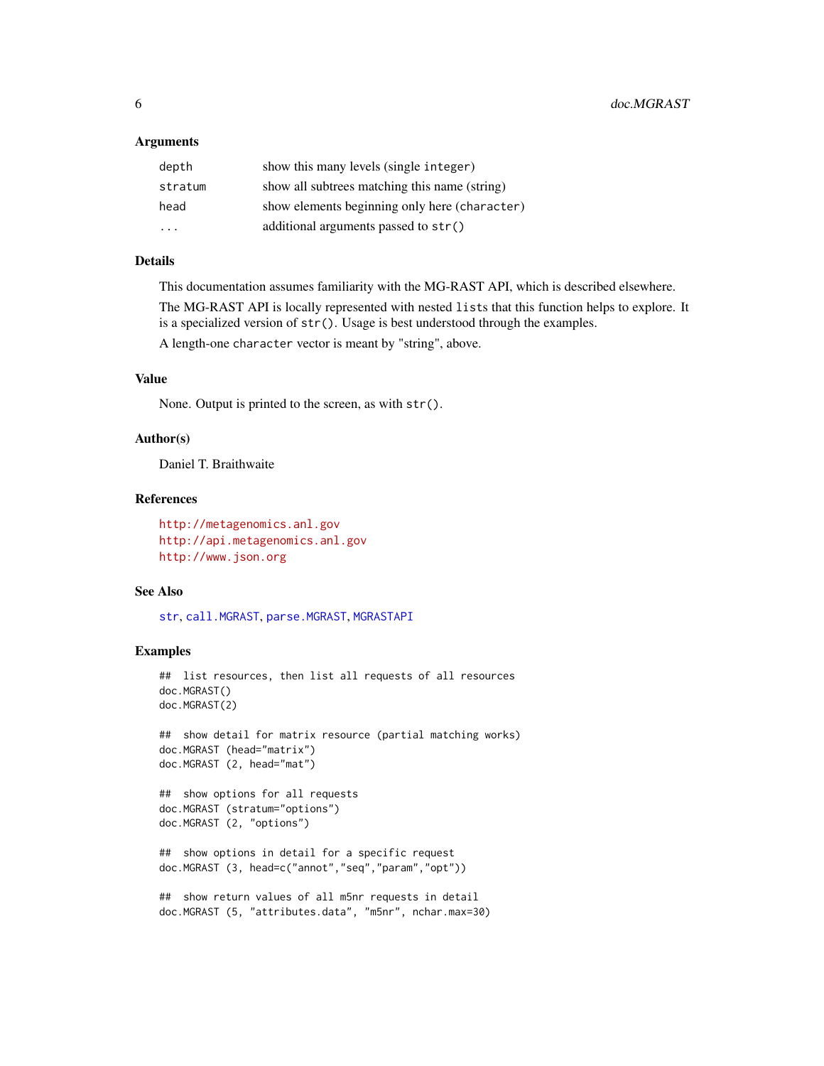### Arguments

| | |
|---|---|
| `depth` | show this many levels (single `integer`) |
| `stratum` | show all subtrees matching this name (string) |
| `head` | show elements beginning only here (`character`) |
| `...` | additional arguments passed to `str()` |

### Details

This documentation assumes familiarity with the MG-RAST API, which is described elsewhere.

The MG-RAST API is locally represented with nested `lists` that this function helps to explore. It is a specialized version of `str()`. Usage is best understood through the examples.

A length-one `character` vector is meant by "string", above.

### Value

None. Output is printed to the screen, as with `str()`.

### Author(s)

Daniel T. Braithwaite

### References

http://metagenomics.anl.gov
http://api.metagenomics.anl.gov
http://www.json.org

### See Also

`str`, `call.MGRAST`, `parse.MGRAST`, `MGRASTAPI`

### Examples

```
##  list resources, then list all requests of all resources
doc.MGRAST()
doc.MGRAST(2)

##  show detail for matrix resource (partial matching works)
doc.MGRAST (head="matrix")
doc.MGRAST (2, head="mat")

##  show options for all requests
doc.MGRAST (stratum="options")
doc.MGRAST (2, "options")

##  show options in detail for a specific request
doc.MGRAST (3, head=c("annot","seq","param","opt"))

##  show return values of all m5nr requests in detail
doc.MGRAST (5, "attributes.data", "m5nr", nchar.max=30)
```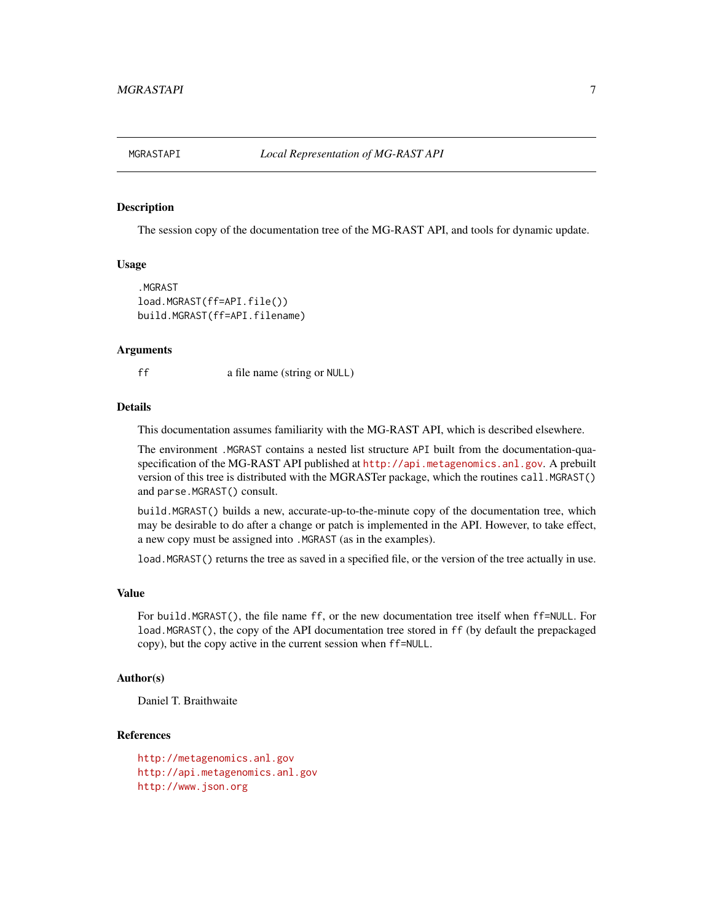# MGRASTAPI — *Local Representation of MG-RAST API*

## Description

The session copy of the documentation tree of the MG-RAST API, and tools for dynamic update.

## Usage

```
.MGRAST
load.MGRAST(ff=API.file())
build.MGRAST(ff=API.filename)
```

## Arguments

| | |
|---|---|
| `ff` | a file name (string or `NULL`) |

## Details

This documentation assumes familiarity with the MG-RAST API, which is described elsewhere.

The environment `.MGRAST` contains a nested list structure `API` built from the documentation-qua-specification of the MG-RAST API published at http://api.metagenomics.anl.gov. A prebuilt version of this tree is distributed with the MGRASTer package, which the routines `call.MGRAST()` and `parse.MGRAST()` consult.

`build.MGRAST()` builds a new, accurate-up-to-the-minute copy of the documentation tree, which may be desirable to do after a change or patch is implemented in the API. However, to take effect, a new copy must be assigned into `.MGRAST` (as in the examples).

`load.MGRAST()` returns the tree as saved in a specified file, or the version of the tree actually in use.

## Value

For `build.MGRAST()`, the file name `ff`, or the new documentation tree itself when `ff=NULL`. For `load.MGRAST()`, the copy of the API documentation tree stored in `ff` (by default the prepackaged copy), but the copy active in the current session when `ff=NULL`.

## Author(s)

Daniel T. Braithwaite

## References

http://metagenomics.anl.gov
http://api.metagenomics.anl.gov
http://www.json.org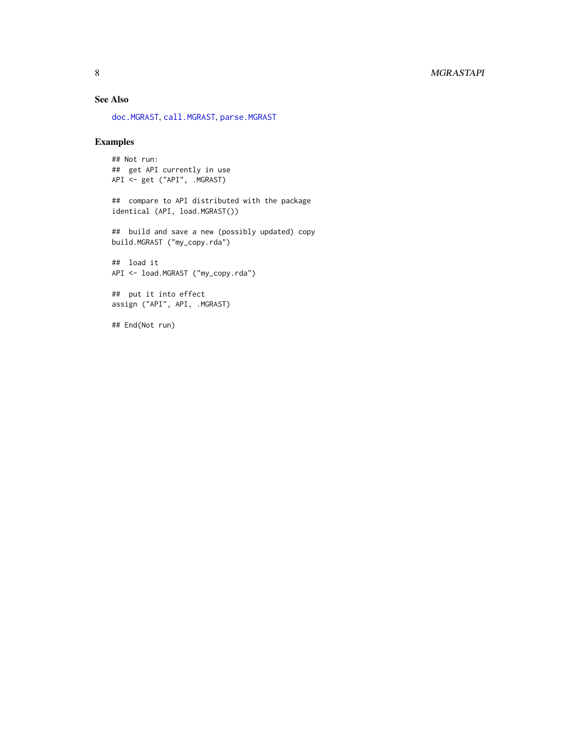## See Also

doc.MGRAST, call.MGRAST, parse.MGRAST

## Examples

```
## Not run:
##  get API currently in use
API <- get ("API", .MGRAST)

##  compare to API distributed with the package
identical (API, load.MGRAST())

##  build and save a new (possibly updated) copy
build.MGRAST ("my_copy.rda")

##  load it
API <- load.MGRAST ("my_copy.rda")

##  put it into effect
assign ("API", API, .MGRAST)

## End(Not run)
```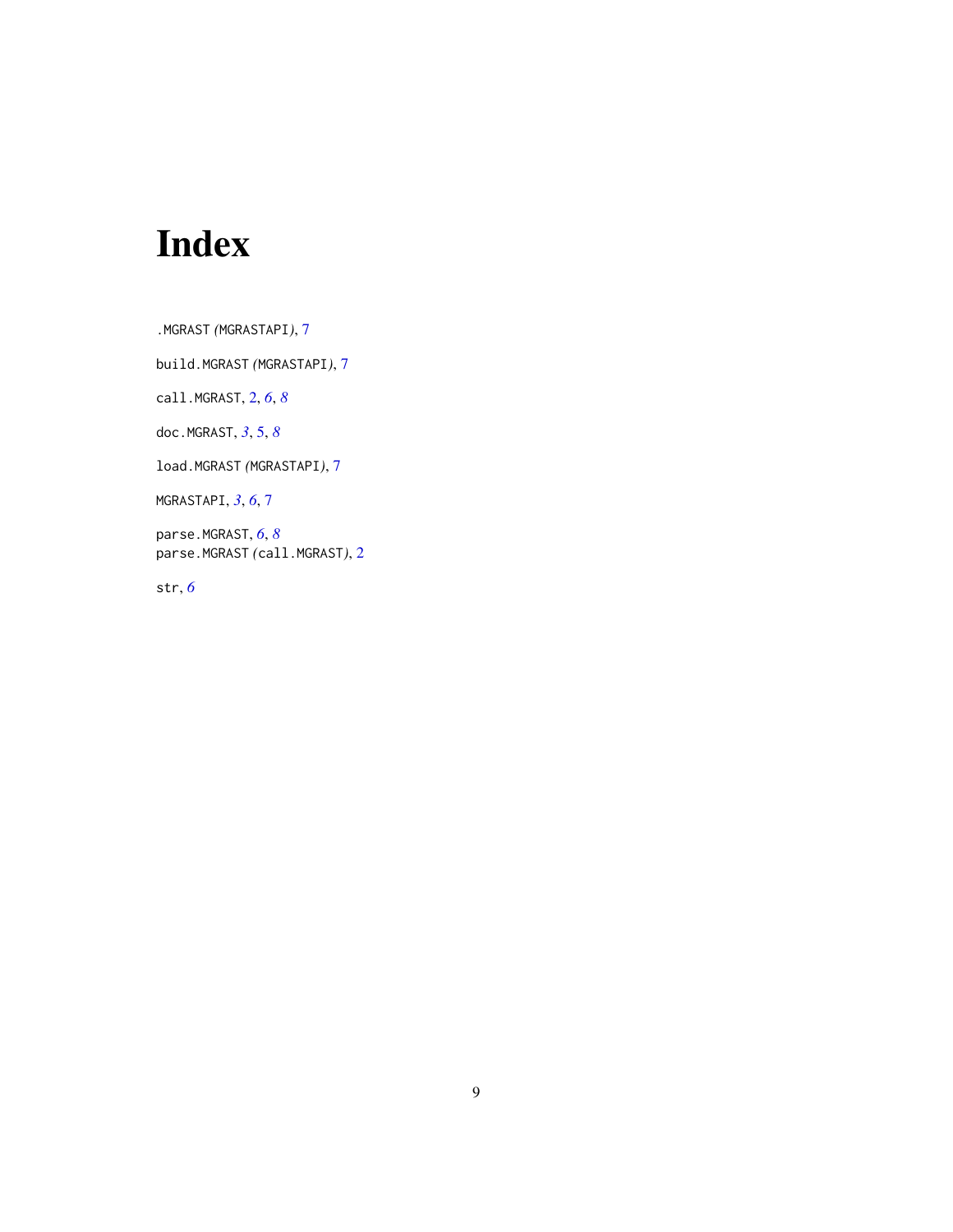# Index

.MGRAST *(*MGRASTAPI*)*, 7

build.MGRAST *(*MGRASTAPI*)*, 7

call.MGRAST, 2, *6*, *8*

doc.MGRAST, *3*, 5, *8*

load.MGRAST *(*MGRASTAPI*)*, 7

MGRASTAPI, *3*, *6*, 7

parse.MGRAST, *6*, *8*
parse.MGRAST *(*call.MGRAST*)*, 2

str, *6*